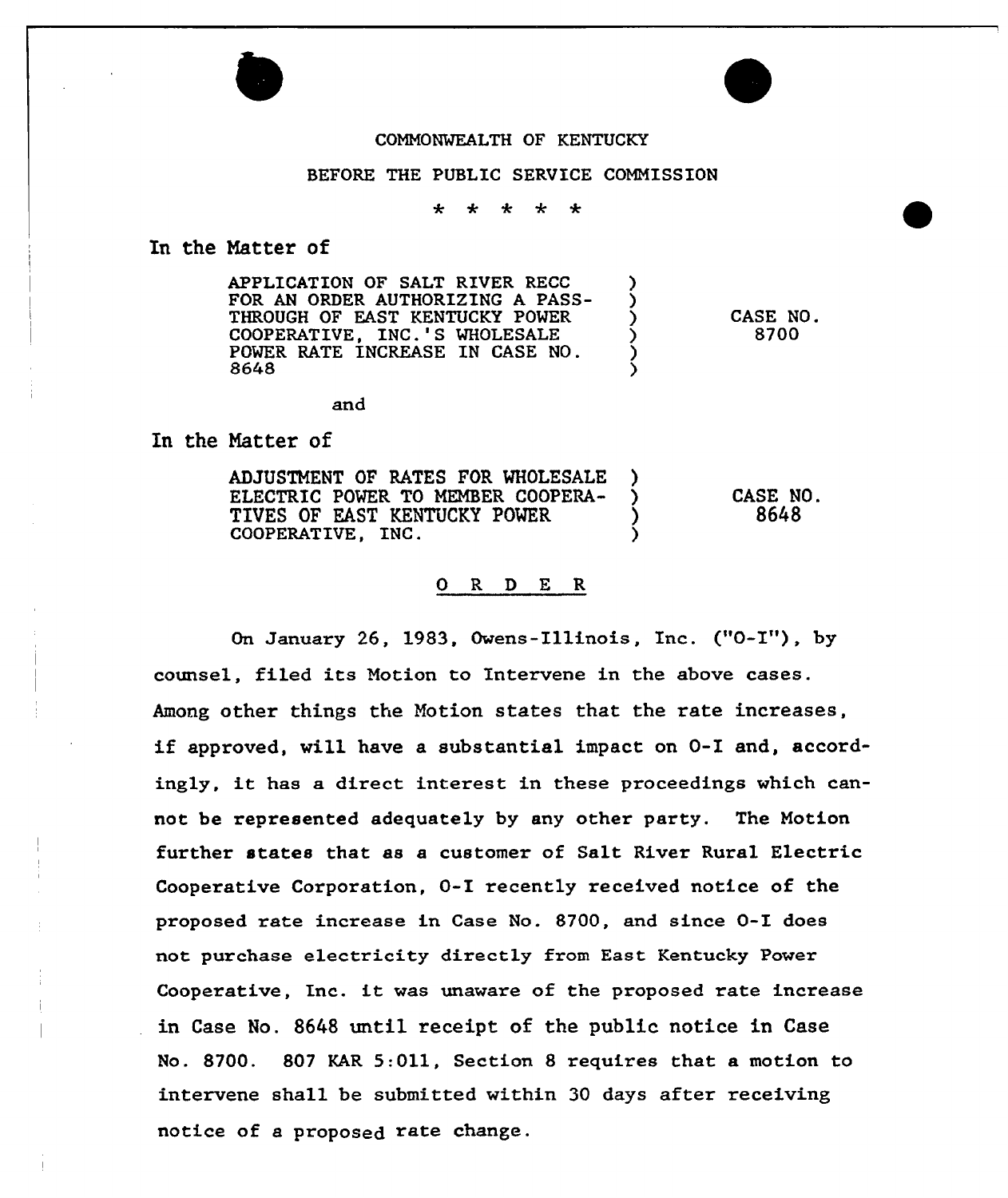COMMONWEALTH OF KENTUCKY

BEFORE THE PUBLIC SERVICE COMMISSION

\* \* \* \* \*

In the Matter of

| | | |
|---|---|---|
| APPLICATION OF SALT RIVER RECC FOR AN ORDER AUTHORIZING A PASS-THROUGH OF EAST KENTUCKY POWER COOPERATIVE, INC.'S WHOLESALE POWER RATE INCREASE IN CASE NO. 8648 | ) | CASE NO. 8700 |

and

In the Matter of

| | | |
|---|---|---|
| ADJUSTMENT OF RATES FOR WHOLESALE ELECTRIC POWER TO MEMBER COOPERATIVES OF EAST KENTUCKY POWER COOPERATIVE, INC. | ) | CASE NO. 8648 |

## O R D E R

On January 26, 1983, Owens-Illinois, Inc. ("O-I"), by counsel, filed its Motion to Intervene in the above cases. Among other things the Motion states that the rate increases, if approved, will have a substantial impact on O-I and, accordingly, it has a direct interest in these proceedings which cannot be represented adequately by any other party. The Motion further states that as a customer of Salt River Rural Electric Cooperative Corporation, O-I recently received notice of the proposed rate increase in Case No. 8700, and since O-I does not purchase electricity directly from East Kentucky Power Cooperative, Inc. it was unaware of the proposed rate increase in Case No. 8648 until receipt of the public notice in Case No. 8700. 807 KAR 5:011, Section 8 requires that a motion to intervene shall be submitted within 30 days after receiving notice of a proposed rate change.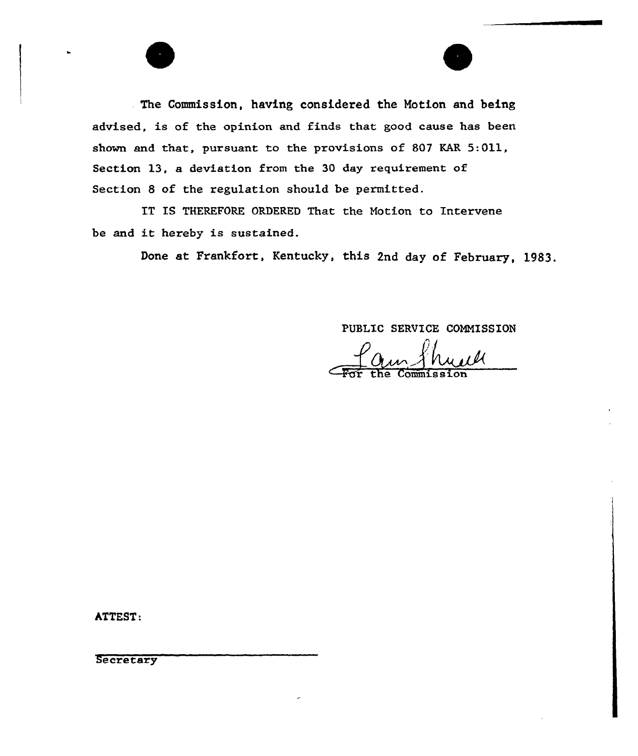The Commission, having considered the Motion and being advised, is of the opinion and finds that good cause has been shown and that, pursuant to the provisions of 807 KAR 5:011, Section 13, a deviation from the 30 day requirement of Section 8 of the regulation should be permitted.

IT IS THEREFORE ORDERED That the Motion to Intervene be and it hereby is sustained.

Done at Frankfort, Kentucky, this 2nd day of February, 1983.

PUBLIC SERVICE COMMISSION

For the Commission

ATTEST:

Secretary